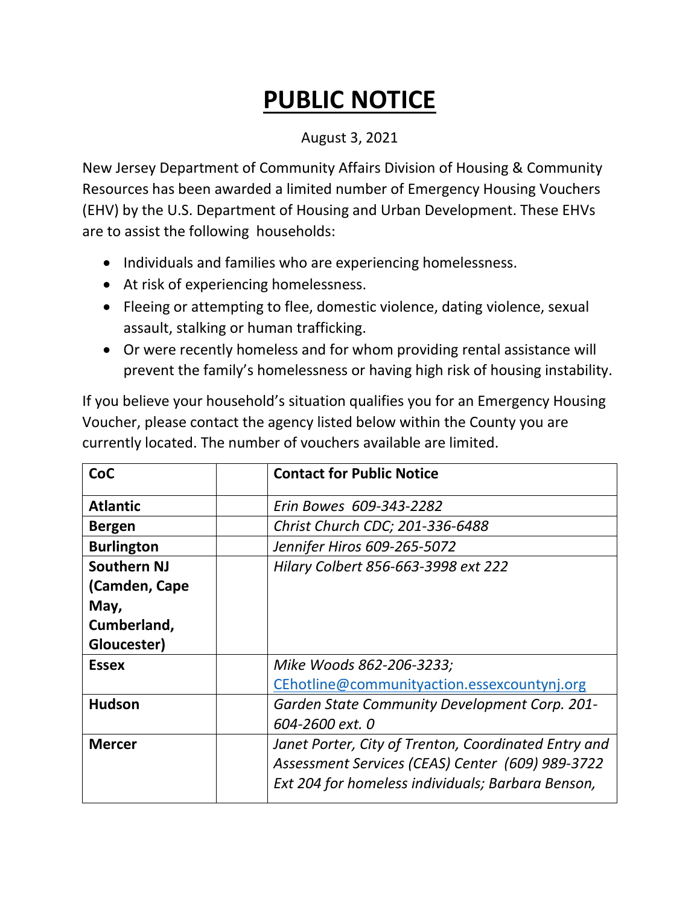# PUBLIC NOTICE

August 3, 2021

New Jersey Department of Community Affairs Division of Housing & Community Resources has been awarded a limited number of Emergency Housing Vouchers (EHV) by the U.S. Department of Housing and Urban Development. These EHVs are to assist the following households:

- Individuals and families who are experiencing homelessness.
- At risk of experiencing homelessness.
- Fleeing or attempting to flee, domestic violence, dating violence, sexual assault, stalking or human trafficking.
- Or were recently homeless and for whom providing rental assistance will prevent the family's homelessness or having high risk of housing instability.

If you believe your household's situation qualifies you for an Emergency Housing Voucher, please contact the agency listed below within the County you are currently located. The number of vouchers available are limited.

| CoC | | Contact for Public Notice |
|---|---|---|
| **Atlantic** | | *Erin Bowes 609-343-2282* |
| **Bergen** | | *Christ Church CDC; 201-336-6488* |
| **Burlington** | | *Jennifer Hiros 609-265-5072* |
| **Southern NJ (Camden, Cape May, Cumberland, Gloucester)** | | *Hilary Colbert 856-663-3998 ext 222* |
| **Essex** | | *Mike Woods 862-206-3233; CEhotline@communityaction.essexcountynj.org* |
| **Hudson** | | *Garden State Community Development Corp. 201-604-2600 ext. 0* |
| **Mercer** | | *Janet Porter, City of Trenton, Coordinated Entry and Assessment Services (CEAS) Center (609) 989-3722 Ext 204 for homeless individuals; Barbara Benson,* |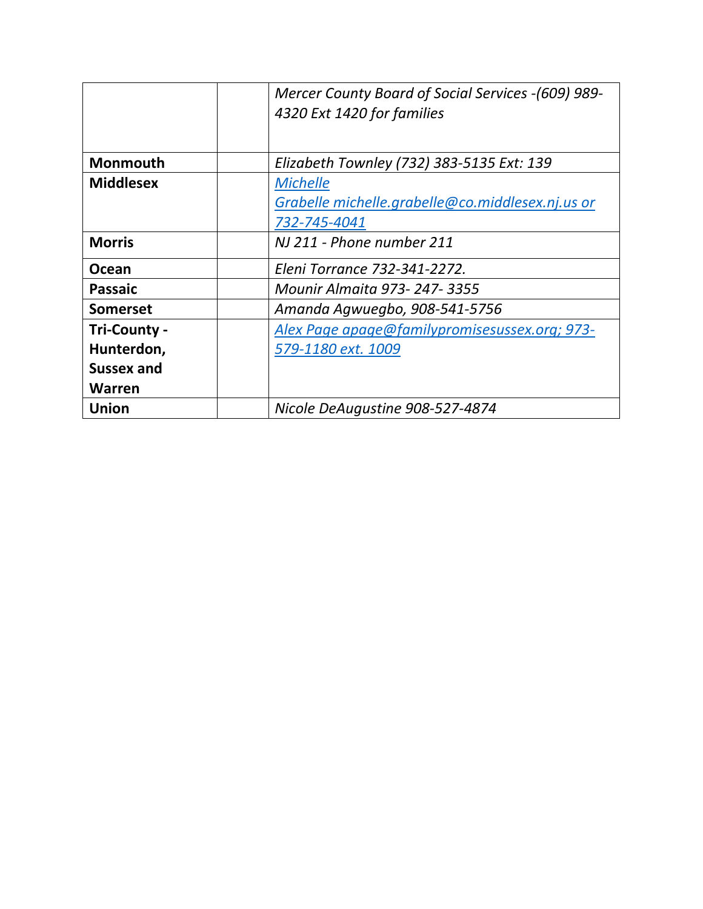| | | |
|---|---|---|
| | | *Mercer County Board of Social Services -(609) 989-4320 Ext 1420 for families* |
| **Monmouth** | | *Elizabeth Townley (732) 383-5135 Ext: 139* |
| **Middlesex** | | *Michelle Grabelle michelle.grabelle@co.middlesex.nj.us or 732-745-4041* |
| **Morris** | | *NJ 211 - Phone number 211* |
| **Ocean** | | *Eleni Torrance 732-341-2272.* |
| **Passaic** | | *Mounir Almaita 973- 247- 3355* |
| **Somerset** | | *Amanda Agwuegbo, 908-541-5756* |
| **Tri-County - Hunterdon, Sussex and Warren** | | *Alex Page apage@familypromisesussex.org; 973-579-1180 ext. 1009* |
| **Union** | | *Nicole DeAugustine 908-527-4874* |